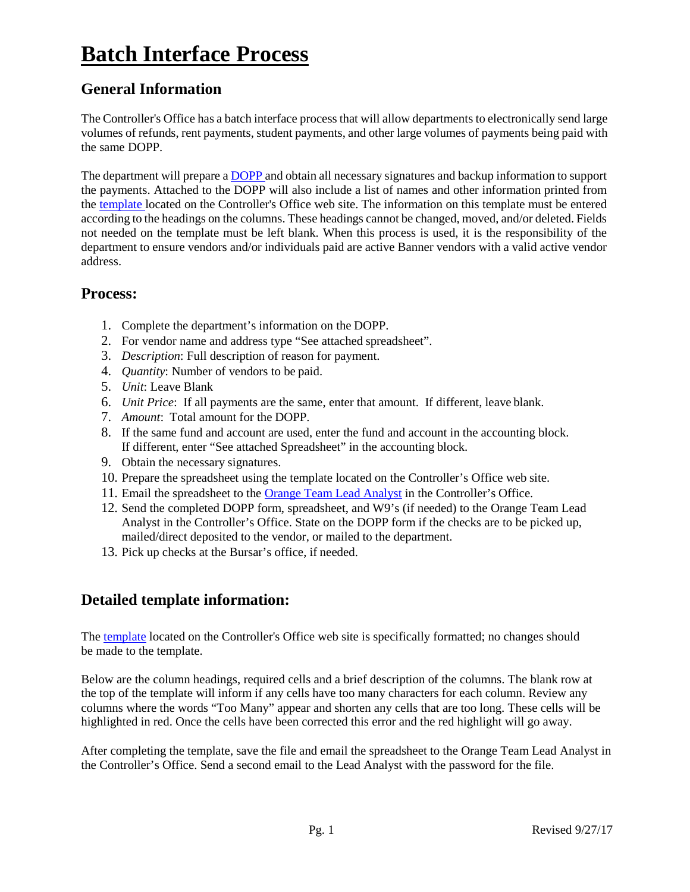# Batch Interface Process

## General Information

The Controller's Office has a batch interface process that will allow departments to electronically send large volumes of refunds, rent payments, student payments, and other large volumes of payments being paid with the same DOPP.

The department will prepare a DOPP and obtain all necessary signatures and backup information to support the payments. Attached to the DOPP will also include a list of names and other information printed from the template located on the Controller's Office web site. The information on this template must be entered according to the headings on the columns. These headings cannot be changed, moved, and/or deleted. Fields not needed on the template must be left blank. When this process is used, it is the responsibility of the department to ensure vendors and/or individuals paid are active Banner vendors with a valid active vendor address.

## Process:

1. Complete the department's information on the DOPP.
2. For vendor name and address type "See attached spreadsheet".
3. *Description*: Full description of reason for payment.
4. *Quantity*: Number of vendors to be paid.
5. *Unit*: Leave Blank
6. *Unit Price*: If all payments are the same, enter that amount. If different, leave blank.
7. *Amount*: Total amount for the DOPP.
8. If the same fund and account are used, enter the fund and account in the accounting block. If different, enter "See attached Spreadsheet" in the accounting block.
9. Obtain the necessary signatures.
10. Prepare the spreadsheet using the template located on the Controller's Office web site.
11. Email the spreadsheet to the Orange Team Lead Analyst in the Controller's Office.
12. Send the completed DOPP form, spreadsheet, and W9's (if needed) to the Orange Team Lead Analyst in the Controller's Office. State on the DOPP form if the checks are to be picked up, mailed/direct deposited to the vendor, or mailed to the department.
13. Pick up checks at the Bursar's office, if needed.

## Detailed template information:

The template located on the Controller's Office web site is specifically formatted; no changes should be made to the template.

Below are the column headings, required cells and a brief description of the columns. The blank row at the top of the template will inform if any cells have too many characters for each column. Review any columns where the words "Too Many" appear and shorten any cells that are too long. These cells will be highlighted in red. Once the cells have been corrected this error and the red highlight will go away.

After completing the template, save the file and email the spreadsheet to the Orange Team Lead Analyst in the Controller's Office. Send a second email to the Lead Analyst with the password for the file.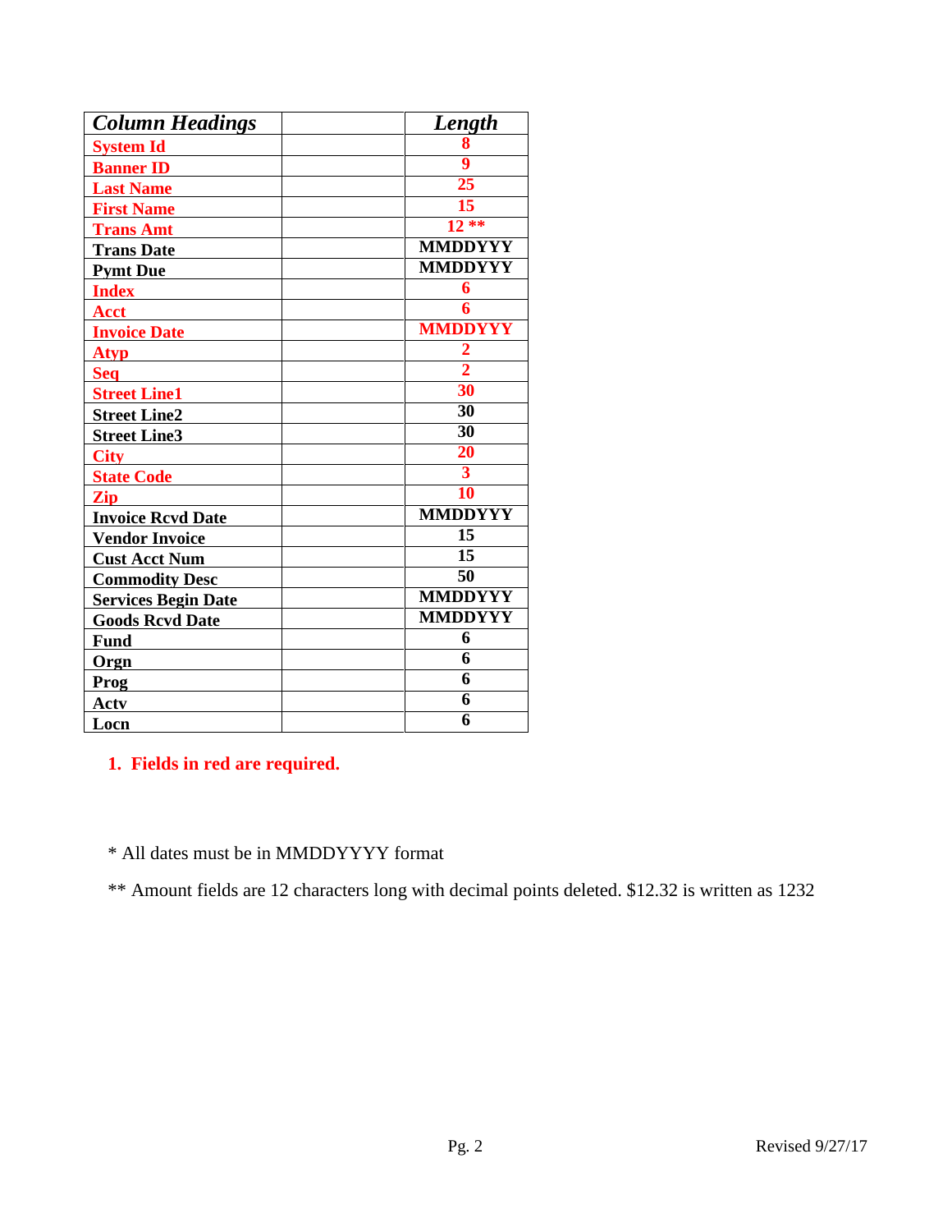| *Column Headings* | | *Length* |
|---|---|---|
| **System Id** | | **8** |
| **Banner ID** | | **9** |
| **Last Name** | | **25** |
| **First Name** | | **15** |
| **Trans Amt** | | **12 \*\*** |
| **Trans Date** | | **MMDDYYY** |
| **Pymt Due** | | **MMDDYYY** |
| **Index** | | **6** |
| **Acct** | | **6** |
| **Invoice Date** | | **MMDDYYY** |
| **Atyp** | | **2** |
| **Seq** | | **2** |
| **Street Line1** | | **30** |
| **Street Line2** | | **30** |
| **Street Line3** | | **30** |
| **City** | | **20** |
| **State Code** | | **3** |
| **Zip** | | **10** |
| **Invoice Rcvd Date** | | **MMDDYYY** |
| **Vendor Invoice** | | **15** |
| **Cust Acct Num** | | **15** |
| **Commodity Desc** | | **50** |
| **Services Begin Date** | | **MMDDYYY** |
| **Goods Rcvd Date** | | **MMDDYYY** |
| **Fund** | | **6** |
| **Orgn** | | **6** |
| **Prog** | | **6** |
| **Actv** | | **6** |
| **Locn** | | **6** |

1. **Fields in red are required.**

\* All dates must be in MMDDYYYY format

\*\* Amount fields are 12 characters long with decimal points deleted. $12.32 is written as 1232

Revised 9/27/17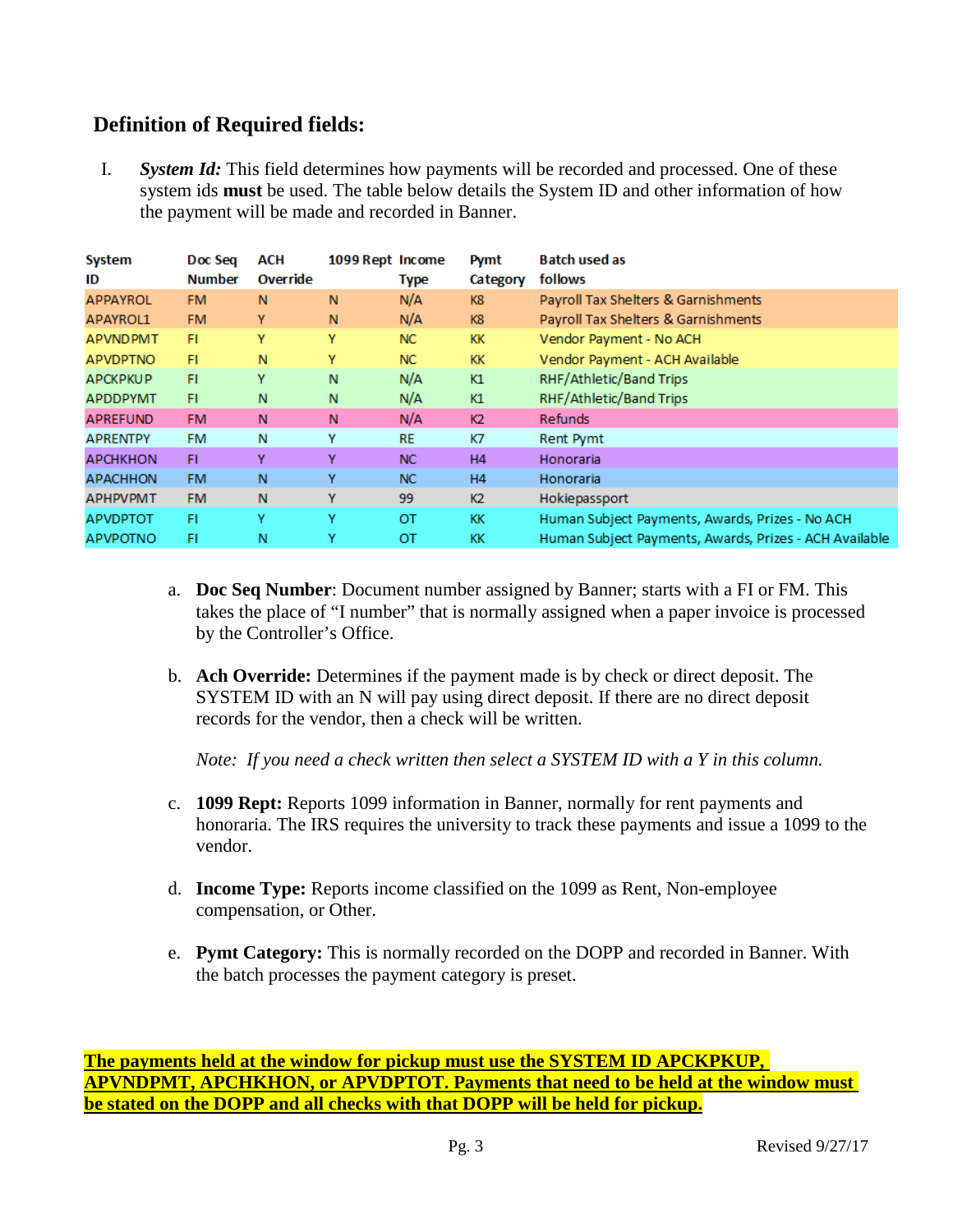## Definition of Required fields:

I. ***System Id:*** This field determines how payments will be recorded and processed. One of these system ids **must** be used. The table below details the System ID and other information of how the payment will be made and recorded in Banner.

| System ID | Doc Seq Number | ACH Override | 1099 Rept | Income Type | Pymt Category | Batch used as follows |
|---|---|---|---|---|---|---|
| APPAYROL | FM | N | N | N/A | K8 | Payroll Tax Shelters & Garnishments |
| APAYROL1 | FM | Y | N | N/A | K8 | Payroll Tax Shelters & Garnishments |
| APVNDPMT | FI | Y | Y | NC | KK | Vendor Payment - No ACH |
| APVDPTNO | FI | N | Y | NC | KK | Vendor Payment - ACH Available |
| APCKPKUP | FI | Y | N | N/A | K1 | RHF/Athletic/Band Trips |
| APDDPYMT | FI | N | N | N/A | K1 | RHF/Athletic/Band Trips |
| APREFUND | FM | N | N | N/A | K2 | Refunds |
| APRENTPY | FM | N | Y | RE | K7 | Rent Pymt |
| APCHKHON | FI | Y | Y | NC | H4 | Honoraria |
| APACHHON | FM | N | Y | NC | H4 | Honoraria |
| APHPVPMT | FM | N | Y | 99 | K2 | Hokiepassport |
| APVDPTOT | FI | Y | Y | OT | KK | Human Subject Payments, Awards, Prizes - No ACH |
| APVPOTNO | FI | N | Y | OT | KK | Human Subject Payments, Awards, Prizes - ACH Available |

a. **Doc Seq Number**: Document number assigned by Banner; starts with a FI or FM. This takes the place of "I number" that is normally assigned when a paper invoice is processed by the Controller's Office.

b. **Ach Override:** Determines if the payment made is by check or direct deposit. The SYSTEM ID with an N will pay using direct deposit. If there are no direct deposit records for the vendor, then a check will be written.

   *Note: If you need a check written then select a SYSTEM ID with a Y in this column.*

c. **1099 Rept:** Reports 1099 information in Banner, normally for rent payments and honoraria. The IRS requires the university to track these payments and issue a 1099 to the vendor.

d. **Income Type:** Reports income classified on the 1099 as Rent, Non-employee compensation, or Other.

e. **Pymt Category:** This is normally recorded on the DOPP and recorded in Banner. With the batch processes the payment category is preset.

**The payments held at the window for pickup must use the SYSTEM ID APCKPKUP, APVNDPMT, APCHKHON, or APVDPTOT. Payments that need to be held at the window must be stated on the DOPP and all checks with that DOPP will be held for pickup.**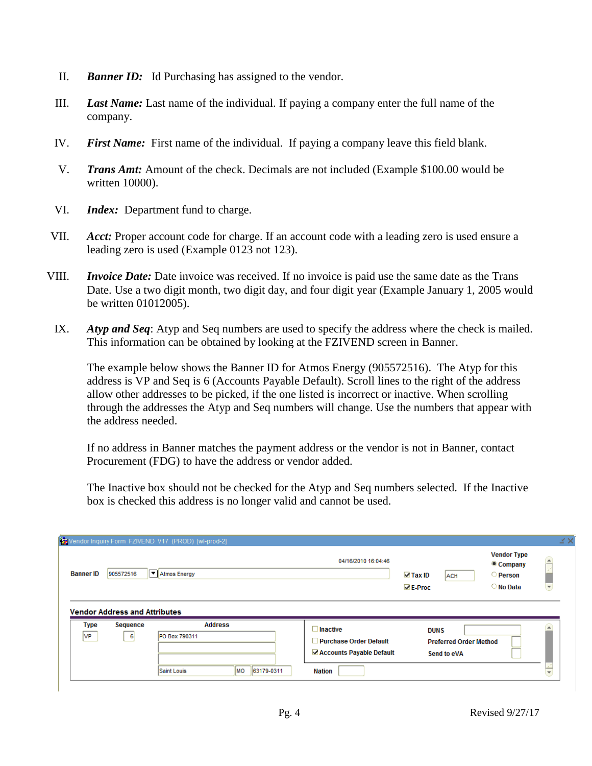II. ***Banner ID:*** Id Purchasing has assigned to the vendor.

III. ***Last Name:*** Last name of the individual. If paying a company enter the full name of the company.

IV. ***First Name:*** First name of the individual. If paying a company leave this field blank.

V. ***Trans Amt:*** Amount of the check. Decimals are not included (Example $100.00 would be written 10000).

VI. ***Index:*** Department fund to charge.

VII. ***Acct:*** Proper account code for charge. If an account code with a leading zero is used ensure a leading zero is used (Example 0123 not 123).

VIII. ***Invoice Date:*** Date invoice was received. If no invoice is paid use the same date as the Trans Date. Use a two digit month, two digit day, and four digit year (Example January 1, 2005 would be written 01012005).

IX. ***Atyp and Seq***: Atyp and Seq numbers are used to specify the address where the check is mailed. This information can be obtained by looking at the FZIVEND screen in Banner.

The example below shows the Banner ID for Atmos Energy (905572516). The Atyp for this address is VP and Seq is 6 (Accounts Payable Default). Scroll lines to the right of the address allow other addresses to be picked, if the one listed is incorrect or inactive. When scrolling through the addresses the Atyp and Seq numbers will change. Use the numbers that appear with the address needed.

If no address in Banner matches the payment address or the vendor is not in Banner, contact Procurement (FDG) to have the address or vendor added.

The Inactive box should not be checked for the Atyp and Seq numbers selected. If the Inactive box is checked this address is no longer valid and cannot be used.

Vendor Inquiry Form FZIVEND V17 (PROD) [wl-prod-2]

Banner ID 905572516 Atmos Energy — 04/16/2010 16:04:46 — ☑ Tax ID ACH — ☑ E-Proc — Vendor Type: ◉ Company ○ Person ○ No Data

**Vendor Address and Attributes**

| Type | Sequence | Address | | |
|---|---|---|---|---|
| VP | 6 | PO Box 790311 | ☐ Inactive | DUNS |
| | | | ☐ Purchase Order Default | Preferred Order Method |
| | | | ☑ Accounts Payable Default | Send to eVA |
| | | Saint Louis MO 63179-0311 | Nation | |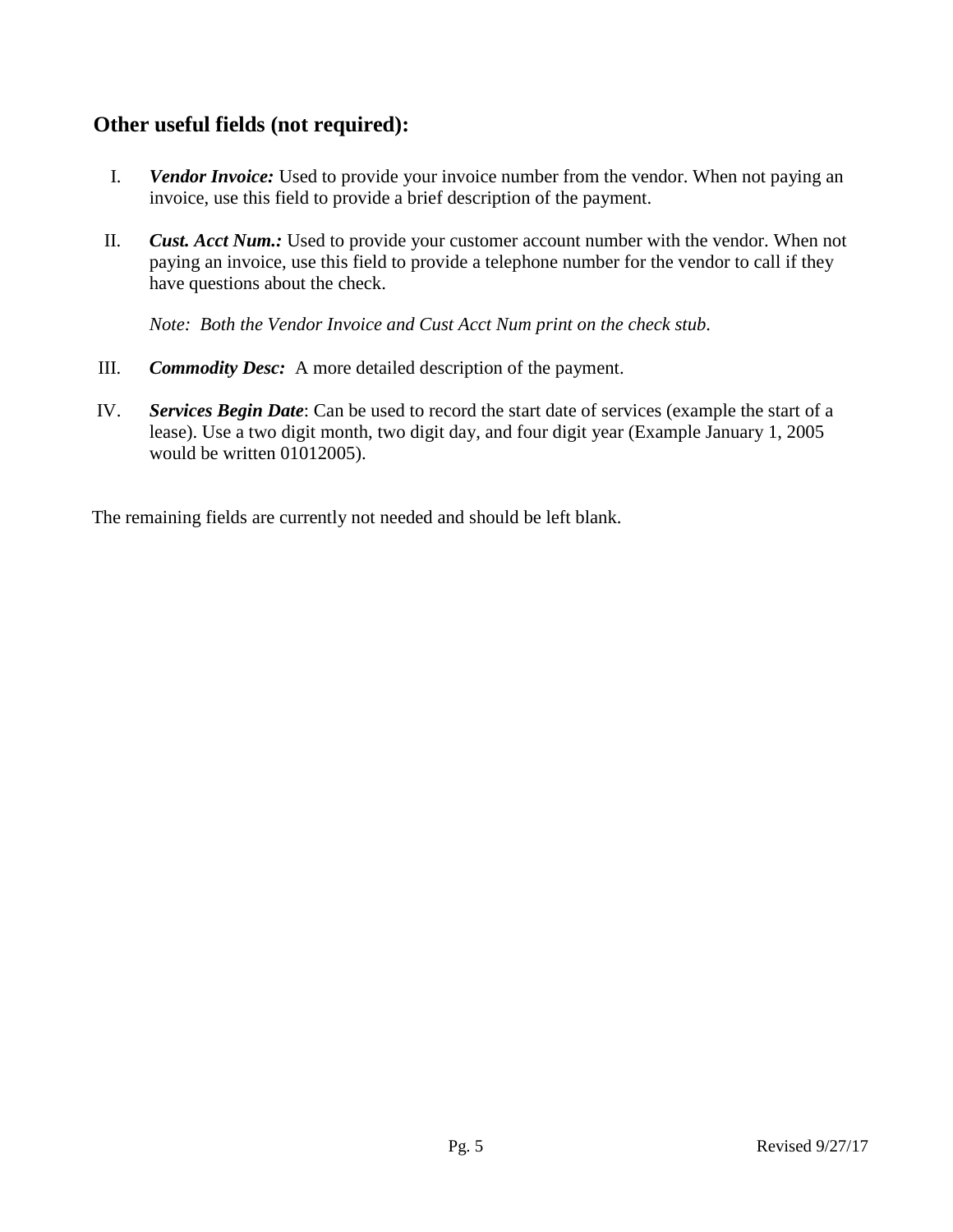## Other useful fields (not required):

I. ***Vendor Invoice:*** Used to provide your invoice number from the vendor. When not paying an invoice, use this field to provide a brief description of the payment.

II. ***Cust. Acct Num.:*** Used to provide your customer account number with the vendor. When not paying an invoice, use this field to provide a telephone number for the vendor to call if they have questions about the check.

*Note: Both the Vendor Invoice and Cust Acct Num print on the check stub.*

III. ***Commodity Desc:*** A more detailed description of the payment.

IV. ***Services Begin Date***: Can be used to record the start date of services (example the start of a lease). Use a two digit month, two digit day, and four digit year (Example January 1, 2005 would be written 01012005).

The remaining fields are currently not needed and should be left blank.

Revised 9/27/17